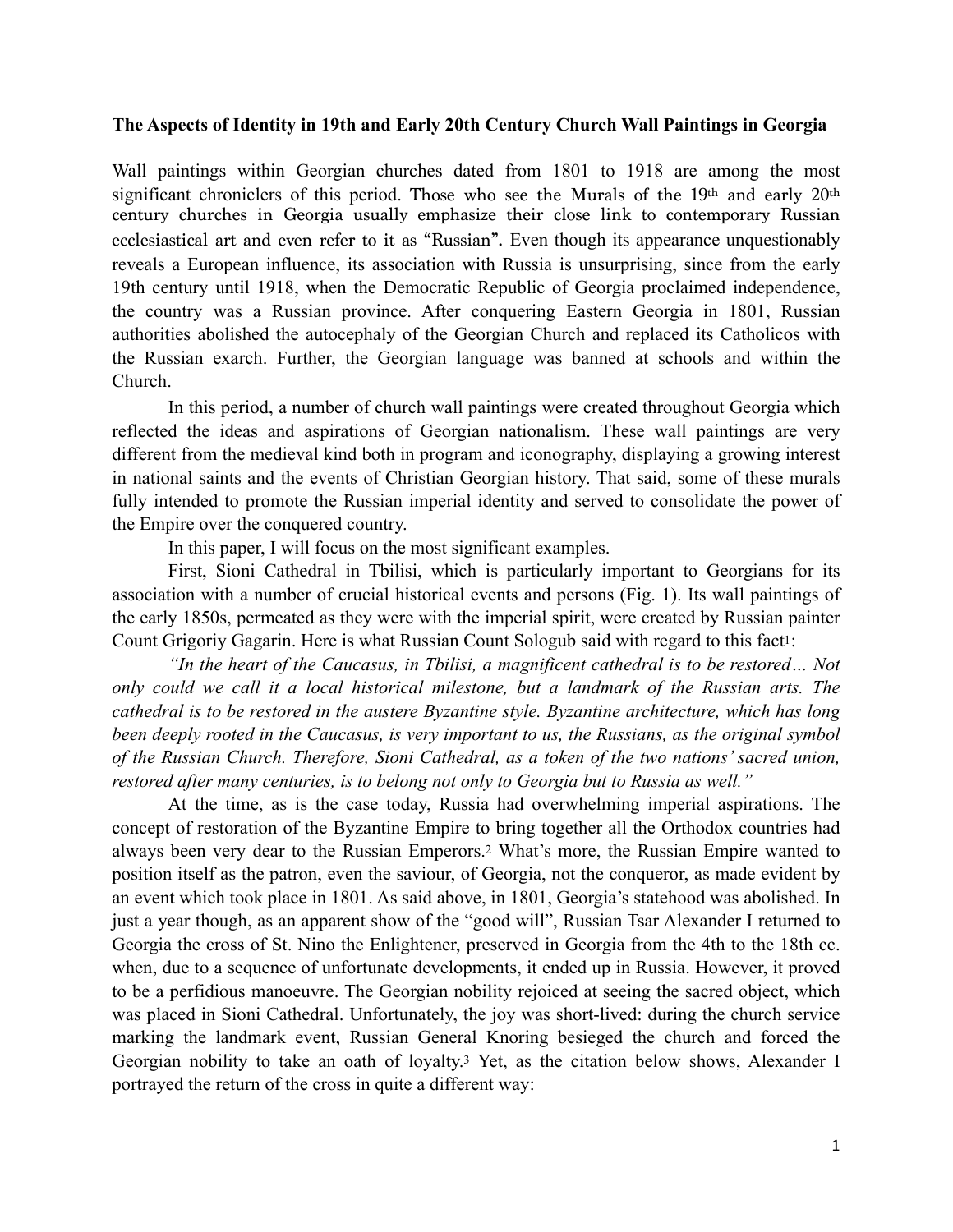**The Aspects of Identity in 19th and Early 20th Century Church Wall Paintings in Georgia**

Wall paintings within Georgian churches dated from 1801 to 1918 are among the most significant chroniclers of this period. Those who see the Murals of the 19th and early 20th century churches in Georgia usually emphasize their close link to contemporary Russian ecclesiastical art and even refer to it as "Russian". Even though its appearance unquestionably reveals a European influence, its association with Russia is unsurprising, since from the early 19th century until 1918, when the Democratic Republic of Georgia proclaimed independence, the country was a Russian province. After conquering Eastern Georgia in 1801, Russian authorities abolished the autocephaly of the Georgian Church and replaced its Catholicos with the Russian exarch. Further, the Georgian language was banned at schools and within the Church.

In this period, a number of church wall paintings were created throughout Georgia which reflected the ideas and aspirations of Georgian nationalism. These wall paintings are very different from the medieval kind both in program and iconography, displaying a growing interest in national saints and the events of Christian Georgian history. That said, some of these murals fully intended to promote the Russian imperial identity and served to consolidate the power of the Empire over the conquered country.

In this paper, I will focus on the most significant examples.

First, Sioni Cathedral in Tbilisi, which is particularly important to Georgians for its association with a number of crucial historical events and persons (Fig. 1). Its wall paintings of the early 1850s, permeated as they were with the imperial spirit, were created by Russian painter Count Grigoriy Gagarin. Here is what Russian Count Sologub said with regard to this fact[1]:

*"In the heart of the Caucasus, in Tbilisi, a magnificent cathedral is to be restored… Not only could we call it a local historical milestone, but a landmark of the Russian arts. The cathedral is to be restored in the austere Byzantine style. Byzantine architecture, which has long been deeply rooted in the Caucasus, is very important to us, the Russians, as the original symbol of the Russian Church. Therefore, Sioni Cathedral, as a token of the two nations' sacred union, restored after many centuries, is to belong not only to Georgia but to Russia as well."*

At the time, as is the case today, Russia had overwhelming imperial aspirations. The concept of restoration of the Byzantine Empire to bring together all the Orthodox countries had always been very dear to the Russian Emperors.[2] What's more, the Russian Empire wanted to position itself as the patron, even the saviour, of Georgia, not the conqueror, as made evident by an event which took place in 1801. As said above, in 1801, Georgia's statehood was abolished. In just a year though, as an apparent show of the "good will", Russian Tsar Alexander I returned to Georgia the cross of St. Nino the Enlightener, preserved in Georgia from the 4th to the 18th cc. when, due to a sequence of unfortunate developments, it ended up in Russia. However, it proved to be a perfidious manoeuvre. The Georgian nobility rejoiced at seeing the sacred object, which was placed in Sioni Cathedral. Unfortunately, the joy was short-lived: during the church service marking the landmark event, Russian General Knoring besieged the church and forced the Georgian nobility to take an oath of loyalty.[3] Yet, as the citation below shows, Alexander I portrayed the return of the cross in quite a different way: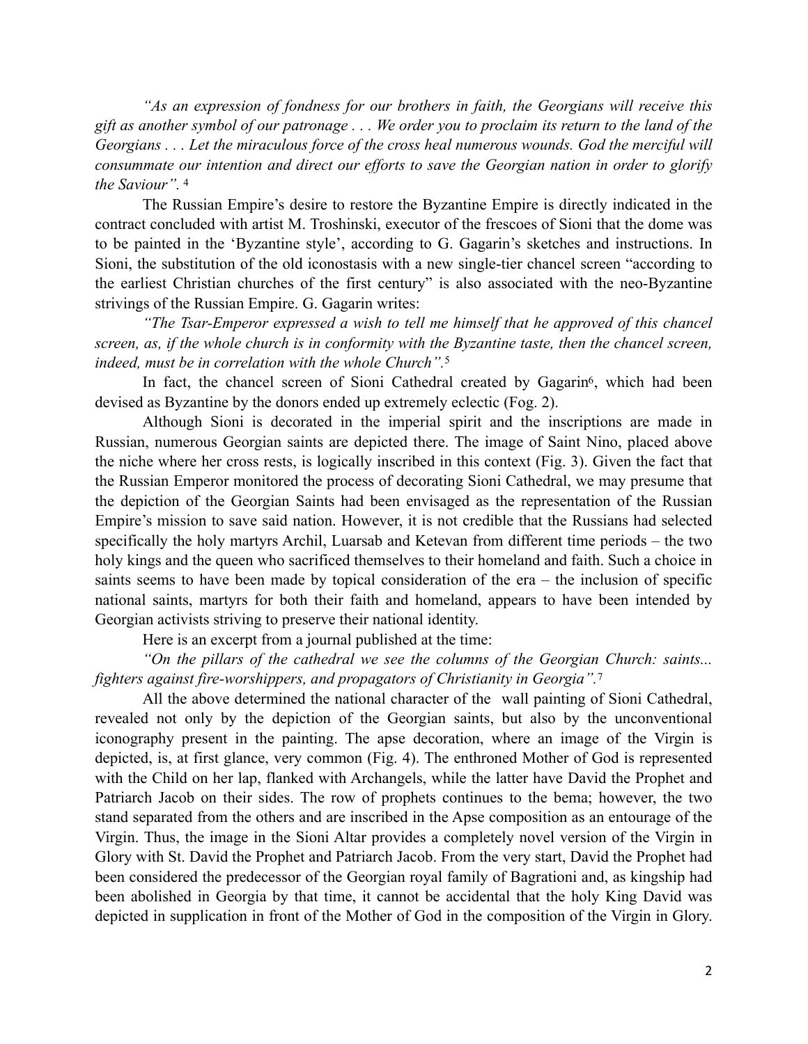*"As an expression of fondness for our brothers in faith, the Georgians will receive this gift as another symbol of our patronage . . . We order you to proclaim its return to the land of the Georgians . . . Let the miraculous force of the cross heal numerous wounds. God the merciful will consummate our intention and direct our efforts to save the Georgian nation in order to glorify the Saviour".* [4]

The Russian Empire's desire to restore the Byzantine Empire is directly indicated in the contract concluded with artist M. Troshinski, executor of the frescoes of Sioni that the dome was to be painted in the 'Byzantine style', according to G. Gagarin's sketches and instructions. In Sioni, the substitution of the old iconostasis with a new single-tier chancel screen "according to the earliest Christian churches of the first century" is also associated with the neo-Byzantine strivings of the Russian Empire. G. Gagarin writes:

*"The Tsar-Emperor expressed a wish to tell me himself that he approved of this chancel screen, as, if the whole church is in conformity with the Byzantine taste, then the chancel screen, indeed, must be in correlation with the whole Church".*[5]

In fact, the chancel screen of Sioni Cathedral created by Gagarin[6], which had been devised as Byzantine by the donors ended up extremely eclectic (Fog. 2).

Although Sioni is decorated in the imperial spirit and the inscriptions are made in Russian, numerous Georgian saints are depicted there. The image of Saint Nino, placed above the niche where her cross rests, is logically inscribed in this context (Fig. 3). Given the fact that the Russian Emperor monitored the process of decorating Sioni Cathedral, we may presume that the depiction of the Georgian Saints had been envisaged as the representation of the Russian Empire's mission to save said nation. However, it is not credible that the Russians had selected specifically the holy martyrs Archil, Luarsab and Ketevan from different time periods – the two holy kings and the queen who sacrificed themselves to their homeland and faith. Such a choice in saints seems to have been made by topical consideration of the era – the inclusion of specific national saints, martyrs for both their faith and homeland, appears to have been intended by Georgian activists striving to preserve their national identity.

Here is an excerpt from a journal published at the time:

*"On the pillars of the cathedral we see the columns of the Georgian Church: saints... fighters against fire-worshippers, and propagators of Christianity in Georgia".*[7]

All the above determined the national character of the wall painting of Sioni Cathedral, revealed not only by the depiction of the Georgian saints, but also by the unconventional iconography present in the painting. The apse decoration, where an image of the Virgin is depicted, is, at first glance, very common (Fig. 4). The enthroned Mother of God is represented with the Child on her lap, flanked with Archangels, while the latter have David the Prophet and Patriarch Jacob on their sides. The row of prophets continues to the bema; however, the two stand separated from the others and are inscribed in the Apse composition as an entourage of the Virgin. Thus, the image in the Sioni Altar provides a completely novel version of the Virgin in Glory with St. David the Prophet and Patriarch Jacob. From the very start, David the Prophet had been considered the predecessor of the Georgian royal family of Bagrationi and, as kingship had been abolished in Georgia by that time, it cannot be accidental that the holy King David was depicted in supplication in front of the Mother of God in the composition of the Virgin in Glory.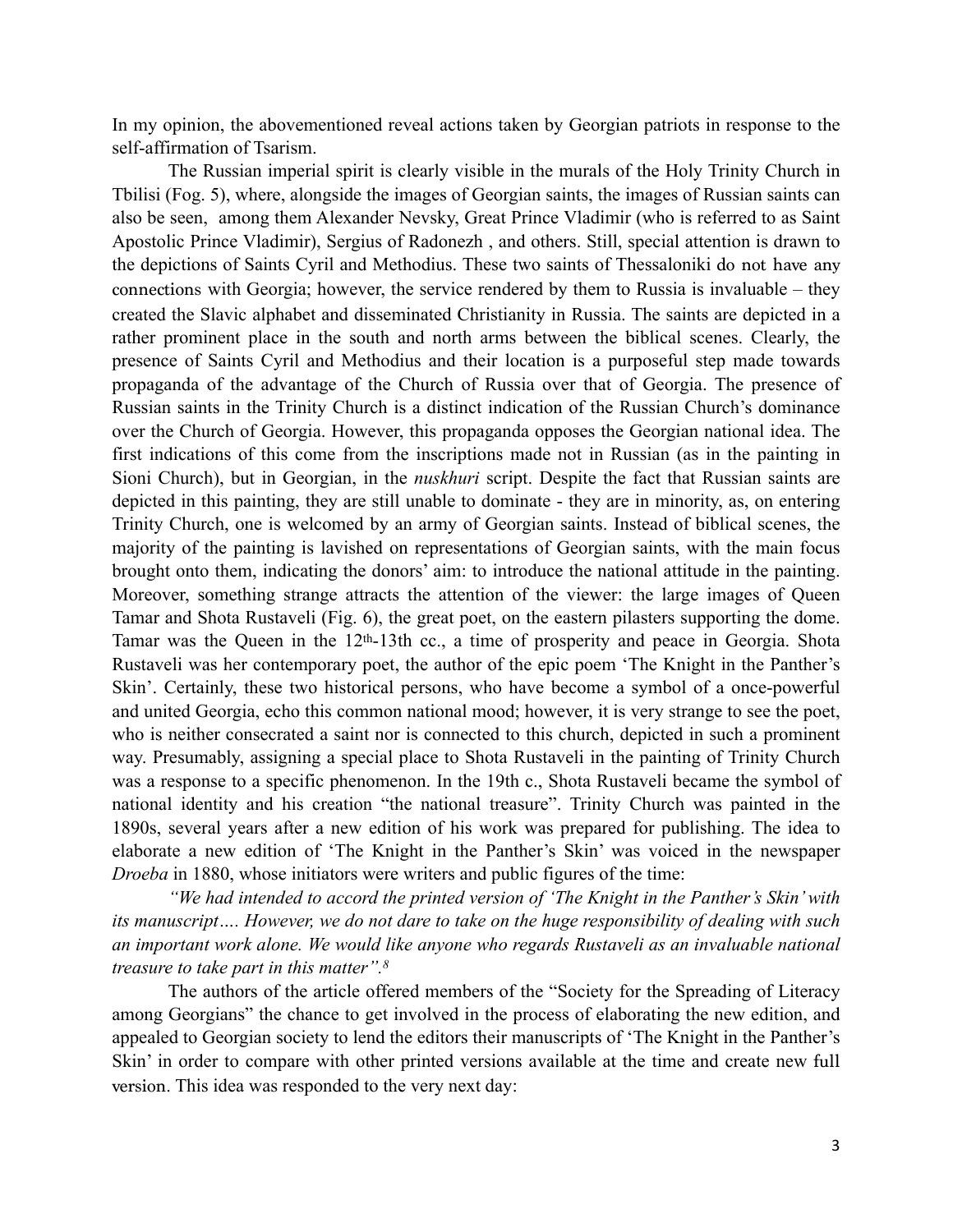In my opinion, the abovementioned reveal actions taken by Georgian patriots in response to the self-affirmation of Tsarism.

The Russian imperial spirit is clearly visible in the murals of the Holy Trinity Church in Tbilisi (Fog. 5), where, alongside the images of Georgian saints, the images of Russian saints can also be seen, among them Alexander Nevsky, Great Prince Vladimir (who is referred to as Saint Apostolic Prince Vladimir), Sergius of Radonezh , and others. Still, special attention is drawn to the depictions of Saints Cyril and Methodius. These two saints of Thessaloniki do not have any connections with Georgia; however, the service rendered by them to Russia is invaluable – they created the Slavic alphabet and disseminated Christianity in Russia. The saints are depicted in a rather prominent place in the south and north arms between the biblical scenes. Clearly, the presence of Saints Cyril and Methodius and their location is a purposeful step made towards propaganda of the advantage of the Church of Russia over that of Georgia. The presence of Russian saints in the Trinity Church is a distinct indication of the Russian Church's dominance over the Church of Georgia. However, this propaganda opposes the Georgian national idea. The first indications of this come from the inscriptions made not in Russian (as in the painting in Sioni Church), but in Georgian, in the *nuskhuri* script. Despite the fact that Russian saints are depicted in this painting, they are still unable to dominate - they are in minority, as, on entering Trinity Church, one is welcomed by an army of Georgian saints. Instead of biblical scenes, the majority of the painting is lavished on representations of Georgian saints, with the main focus brought onto them, indicating the donors' aim: to introduce the national attitude in the painting. Moreover, something strange attracts the attention of the viewer: the large images of Queen Tamar and Shota Rustaveli (Fig. 6), the great poet, on the eastern pilasters supporting the dome. Tamar was the Queen in the 12th-13th cc., a time of prosperity and peace in Georgia. Shota Rustaveli was her contemporary poet, the author of the epic poem 'The Knight in the Panther's Skin'. Certainly, these two historical persons, who have become a symbol of a once-powerful and united Georgia, echo this common national mood; however, it is very strange to see the poet, who is neither consecrated a saint nor is connected to this church, depicted in such a prominent way. Presumably, assigning a special place to Shota Rustaveli in the painting of Trinity Church was a response to a specific phenomenon. In the 19th c., Shota Rustaveli became the symbol of national identity and his creation "the national treasure". Trinity Church was painted in the 1890s, several years after a new edition of his work was prepared for publishing. The idea to elaborate a new edition of 'The Knight in the Panther's Skin' was voiced in the newspaper *Droeba* in 1880, whose initiators were writers and public figures of the time:

*"We had intended to accord the printed version of 'The Knight in the Panther's Skin' with its manuscript…. However, we do not dare to take on the huge responsibility of dealing with such an important work alone. We would like anyone who regards Rustaveli as an invaluable national treasure to take part in this matter".*[8]

The authors of the article offered members of the "Society for the Spreading of Literacy among Georgians" the chance to get involved in the process of elaborating the new edition, and appealed to Georgian society to lend the editors their manuscripts of 'The Knight in the Panther's Skin' in order to compare with other printed versions available at the time and create new full version. This idea was responded to the very next day: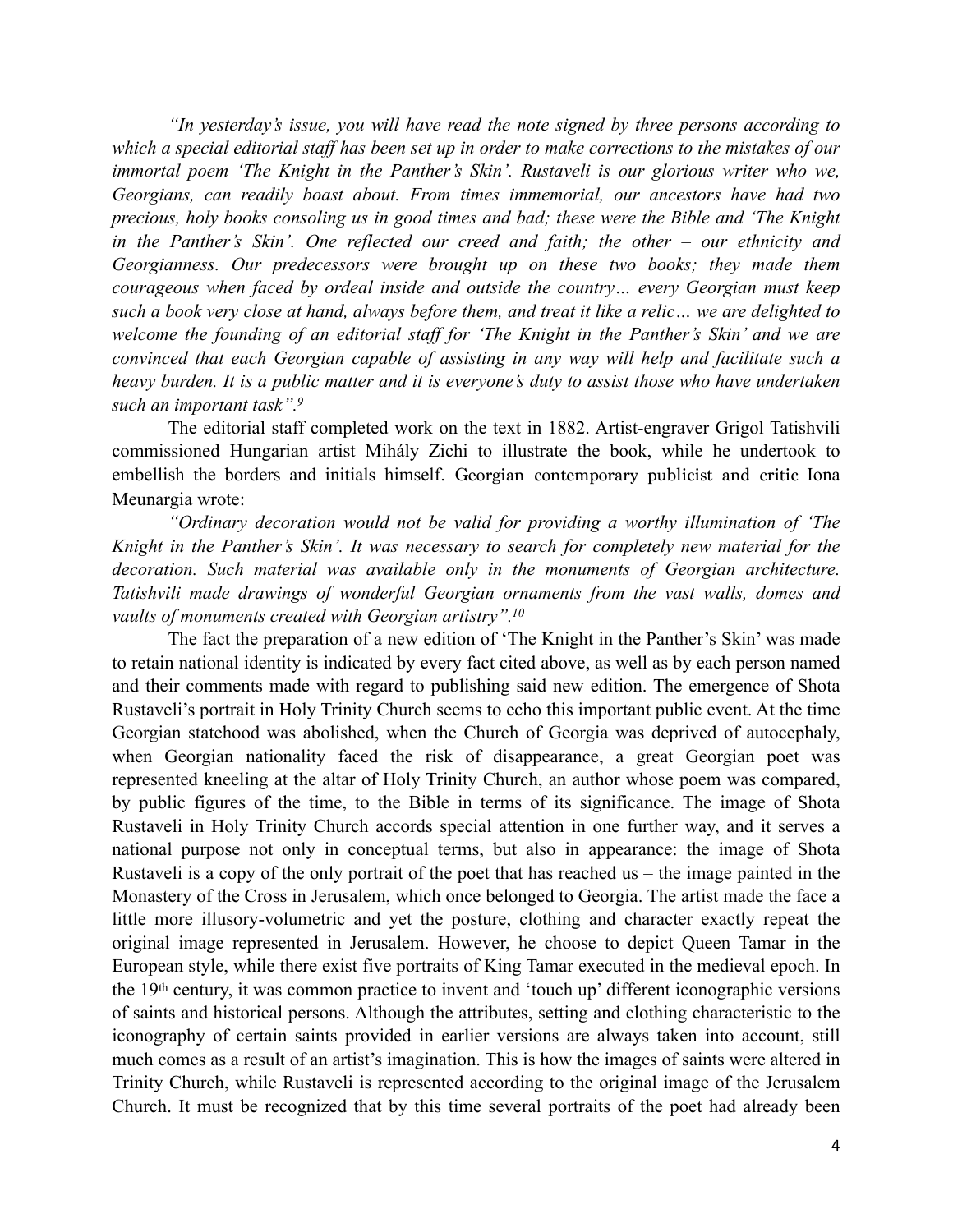*"In yesterday's issue, you will have read the note signed by three persons according to which a special editorial staff has been set up in order to make corrections to the mistakes of our immortal poem 'The Knight in the Panther's Skin'. Rustaveli is our glorious writer who we, Georgians, can readily boast about. From times immemorial, our ancestors have had two precious, holy books consoling us in good times and bad; these were the Bible and 'The Knight in the Panther's Skin'. One reflected our creed and faith; the other – our ethnicity and Georgianness. Our predecessors were brought up on these two books; they made them courageous when faced by ordeal inside and outside the country… every Georgian must keep such a book very close at hand, always before them, and treat it like a relic… we are delighted to welcome the founding of an editorial staff for 'The Knight in the Panther's Skin' and we are convinced that each Georgian capable of assisting in any way will help and facilitate such a heavy burden. It is a public matter and it is everyone's duty to assist those who have undertaken such an important task".*[9]

The editorial staff completed work on the text in 1882. Artist-engraver Grigol Tatishvili commissioned Hungarian artist Mihály Zichi to illustrate the book, while he undertook to embellish the borders and initials himself. Georgian contemporary publicist and critic Iona Meunargia wrote:

*"Ordinary decoration would not be valid for providing a worthy illumination of 'The Knight in the Panther's Skin'. It was necessary to search for completely new material for the decoration. Such material was available only in the monuments of Georgian architecture. Tatishvili made drawings of wonderful Georgian ornaments from the vast walls, domes and vaults of monuments created with Georgian artistry".*[10]

The fact the preparation of a new edition of 'The Knight in the Panther's Skin' was made to retain national identity is indicated by every fact cited above, as well as by each person named and their comments made with regard to publishing said new edition. The emergence of Shota Rustaveli's portrait in Holy Trinity Church seems to echo this important public event. At the time Georgian statehood was abolished, when the Church of Georgia was deprived of autocephaly, when Georgian nationality faced the risk of disappearance, a great Georgian poet was represented kneeling at the altar of Holy Trinity Church, an author whose poem was compared, by public figures of the time, to the Bible in terms of its significance. The image of Shota Rustaveli in Holy Trinity Church accords special attention in one further way, and it serves a national purpose not only in conceptual terms, but also in appearance: the image of Shota Rustaveli is a copy of the only portrait of the poet that has reached us – the image painted in the Monastery of the Cross in Jerusalem, which once belonged to Georgia. The artist made the face a little more illusory-volumetric and yet the posture, clothing and character exactly repeat the original image represented in Jerusalem. However, he choose to depict Queen Tamar in the European style, while there exist five portraits of King Tamar executed in the medieval epoch. In the 19th century, it was common practice to invent and 'touch up' different iconographic versions of saints and historical persons. Although the attributes, setting and clothing characteristic to the iconography of certain saints provided in earlier versions are always taken into account, still much comes as a result of an artist's imagination. This is how the images of saints were altered in Trinity Church, while Rustaveli is represented according to the original image of the Jerusalem Church. It must be recognized that by this time several portraits of the poet had already been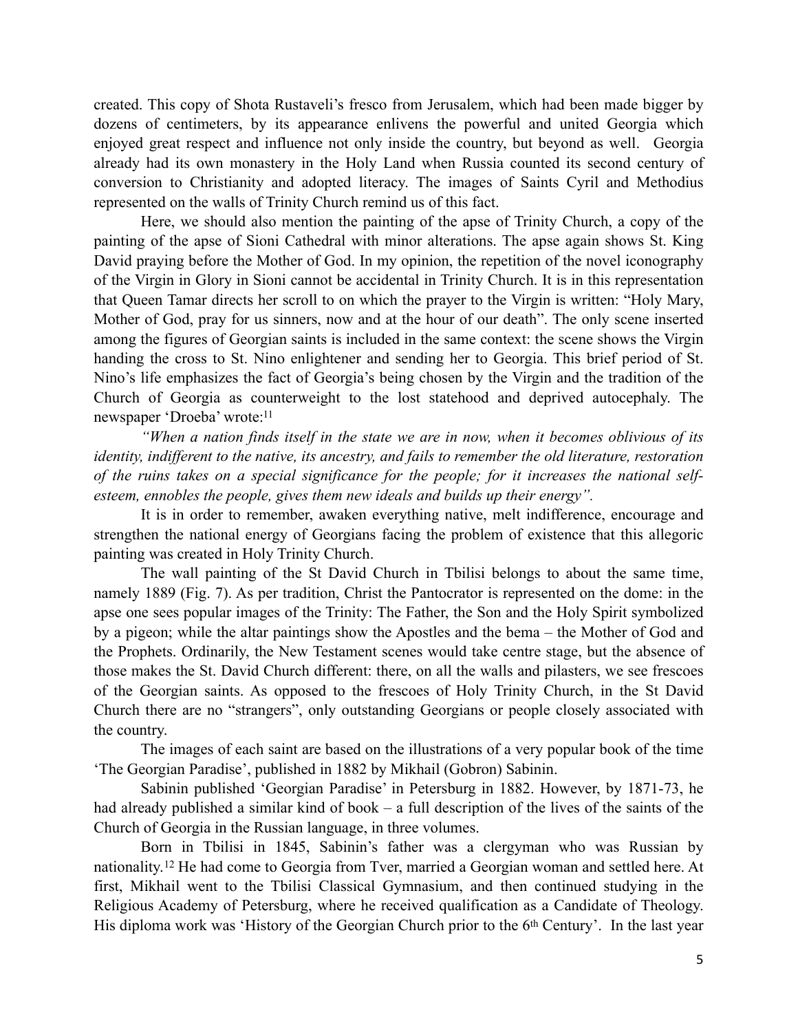created. This copy of Shota Rustaveli's fresco from Jerusalem, which had been made bigger by dozens of centimeters, by its appearance enlivens the powerful and united Georgia which enjoyed great respect and influence not only inside the country, but beyond as well. Georgia already had its own monastery in the Holy Land when Russia counted its second century of conversion to Christianity and adopted literacy. The images of Saints Cyril and Methodius represented on the walls of Trinity Church remind us of this fact.

Here, we should also mention the painting of the apse of Trinity Church, a copy of the painting of the apse of Sioni Cathedral with minor alterations. The apse again shows St. King David praying before the Mother of God. In my opinion, the repetition of the novel iconography of the Virgin in Glory in Sioni cannot be accidental in Trinity Church. It is in this representation that Queen Tamar directs her scroll to on which the prayer to the Virgin is written: "Holy Mary, Mother of God, pray for us sinners, now and at the hour of our death". The only scene inserted among the figures of Georgian saints is included in the same context: the scene shows the Virgin handing the cross to St. Nino enlightener and sending her to Georgia. This brief period of St. Nino's life emphasizes the fact of Georgia's being chosen by the Virgin and the tradition of the Church of Georgia as counterweight to the lost statehood and deprived autocephaly. The newspaper 'Droeba' wrote:[11]

*"When a nation finds itself in the state we are in now, when it becomes oblivious of its identity, indifferent to the native, its ancestry, and fails to remember the old literature, restoration of the ruins takes on a special significance for the people; for it increases the national self-esteem, ennobles the people, gives them new ideals and builds up their energy".*

It is in order to remember, awaken everything native, melt indifference, encourage and strengthen the national energy of Georgians facing the problem of existence that this allegoric painting was created in Holy Trinity Church.

The wall painting of the St David Church in Tbilisi belongs to about the same time, namely 1889 (Fig. 7). As per tradition, Christ the Pantocrator is represented on the dome: in the apse one sees popular images of the Trinity: The Father, the Son and the Holy Spirit symbolized by a pigeon; while the altar paintings show the Apostles and the bema – the Mother of God and the Prophets. Ordinarily, the New Testament scenes would take centre stage, but the absence of those makes the St. David Church different: there, on all the walls and pilasters, we see frescoes of the Georgian saints. As opposed to the frescoes of Holy Trinity Church, in the St David Church there are no "strangers", only outstanding Georgians or people closely associated with the country.

The images of each saint are based on the illustrations of a very popular book of the time 'The Georgian Paradise', published in 1882 by Mikhail (Gobron) Sabinin.

Sabinin published 'Georgian Paradise' in Petersburg in 1882. However, by 1871-73, he had already published a similar kind of book – a full description of the lives of the saints of the Church of Georgia in the Russian language, in three volumes.

Born in Tbilisi in 1845, Sabinin's father was a clergyman who was Russian by nationality.[12] He had come to Georgia from Tver, married a Georgian woman and settled here. At first, Mikhail went to the Tbilisi Classical Gymnasium, and then continued studying in the Religious Academy of Petersburg, where he received qualification as a Candidate of Theology. His diploma work was 'History of the Georgian Church prior to the 6th Century'. In the last year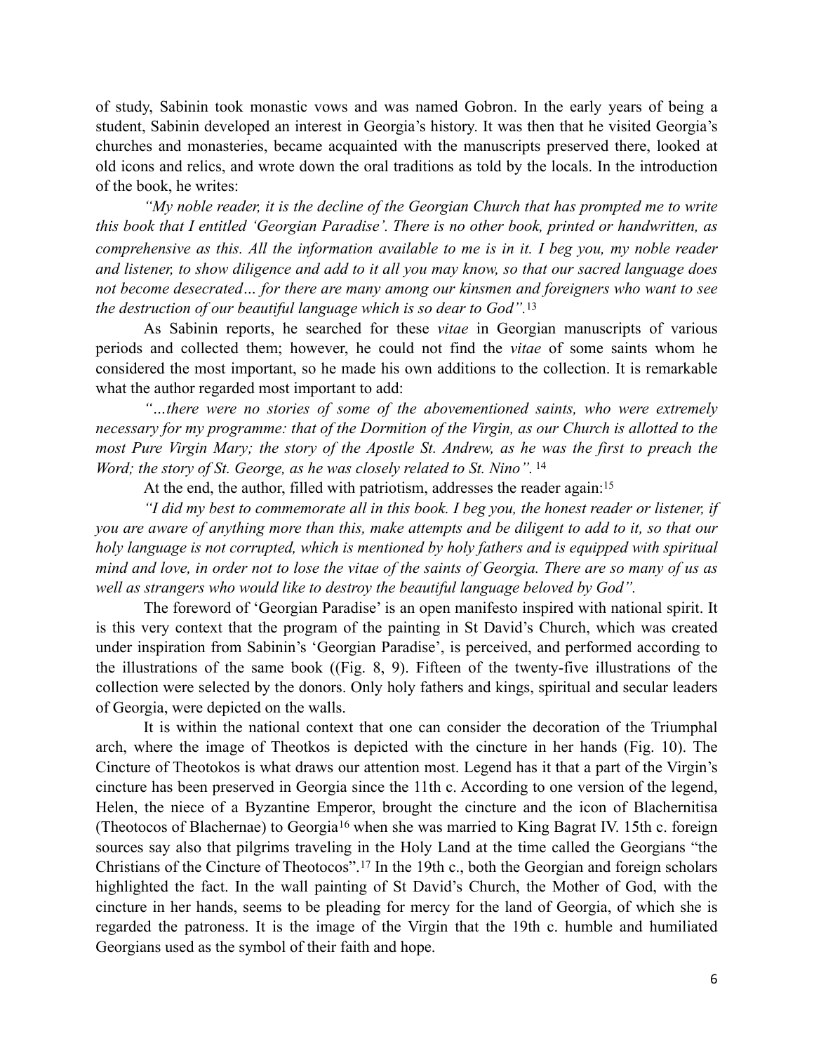of study, Sabinin took monastic vows and was named Gobron. In the early years of being a student, Sabinin developed an interest in Georgia's history. It was then that he visited Georgia's churches and monasteries, became acquainted with the manuscripts preserved there, looked at old icons and relics, and wrote down the oral traditions as told by the locals. In the introduction of the book, he writes:

*"My noble reader, it is the decline of the Georgian Church that has prompted me to write this book that I entitled 'Georgian Paradise'. There is no other book, printed or handwritten, as comprehensive as this. All the information available to me is in it. I beg you, my noble reader and listener, to show diligence and add to it all you may know, so that our sacred language does not become desecrated… for there are many among our kinsmen and foreigners who want to see the destruction of our beautiful language which is so dear to God".*[13]

As Sabinin reports, he searched for these *vitae* in Georgian manuscripts of various periods and collected them; however, he could not find the *vitae* of some saints whom he considered the most important, so he made his own additions to the collection. It is remarkable what the author regarded most important to add:

*"…there were no stories of some of the abovementioned saints, who were extremely necessary for my programme: that of the Dormition of the Virgin, as our Church is allotted to the most Pure Virgin Mary; the story of the Apostle St. Andrew, as he was the first to preach the Word; the story of St. George, as he was closely related to St. Nino".* [14]

At the end, the author, filled with patriotism, addresses the reader again:[15]

*"I did my best to commemorate all in this book. I beg you, the honest reader or listener, if you are aware of anything more than this, make attempts and be diligent to add to it, so that our holy language is not corrupted, which is mentioned by holy fathers and is equipped with spiritual mind and love, in order not to lose the vitae of the saints of Georgia. There are so many of us as well as strangers who would like to destroy the beautiful language beloved by God".*

The foreword of 'Georgian Paradise' is an open manifesto inspired with national spirit. It is this very context that the program of the painting in St David's Church, which was created under inspiration from Sabinin's 'Georgian Paradise', is perceived, and performed according to the illustrations of the same book ((Fig. 8, 9). Fifteen of the twenty-five illustrations of the collection were selected by the donors. Only holy fathers and kings, spiritual and secular leaders of Georgia, were depicted on the walls.

It is within the national context that one can consider the decoration of the Triumphal arch, where the image of Theotkos is depicted with the cincture in her hands (Fig. 10). The Cincture of Theotokos is what draws our attention most. Legend has it that a part of the Virgin's cincture has been preserved in Georgia since the 11th c. According to one version of the legend, Helen, the niece of a Byzantine Emperor, brought the cincture and the icon of Blachernitisa (Theotocos of Blachernae) to Georgia[16] when she was married to King Bagrat IV. 15th c. foreign sources say also that pilgrims traveling in the Holy Land at the time called the Georgians "the Christians of the Cincture of Theotocos".[17] In the 19th c., both the Georgian and foreign scholars highlighted the fact. In the wall painting of St David's Church, the Mother of God, with the cincture in her hands, seems to be pleading for mercy for the land of Georgia, of which she is regarded the patroness. It is the image of the Virgin that the 19th c. humble and humiliated Georgians used as the symbol of their faith and hope.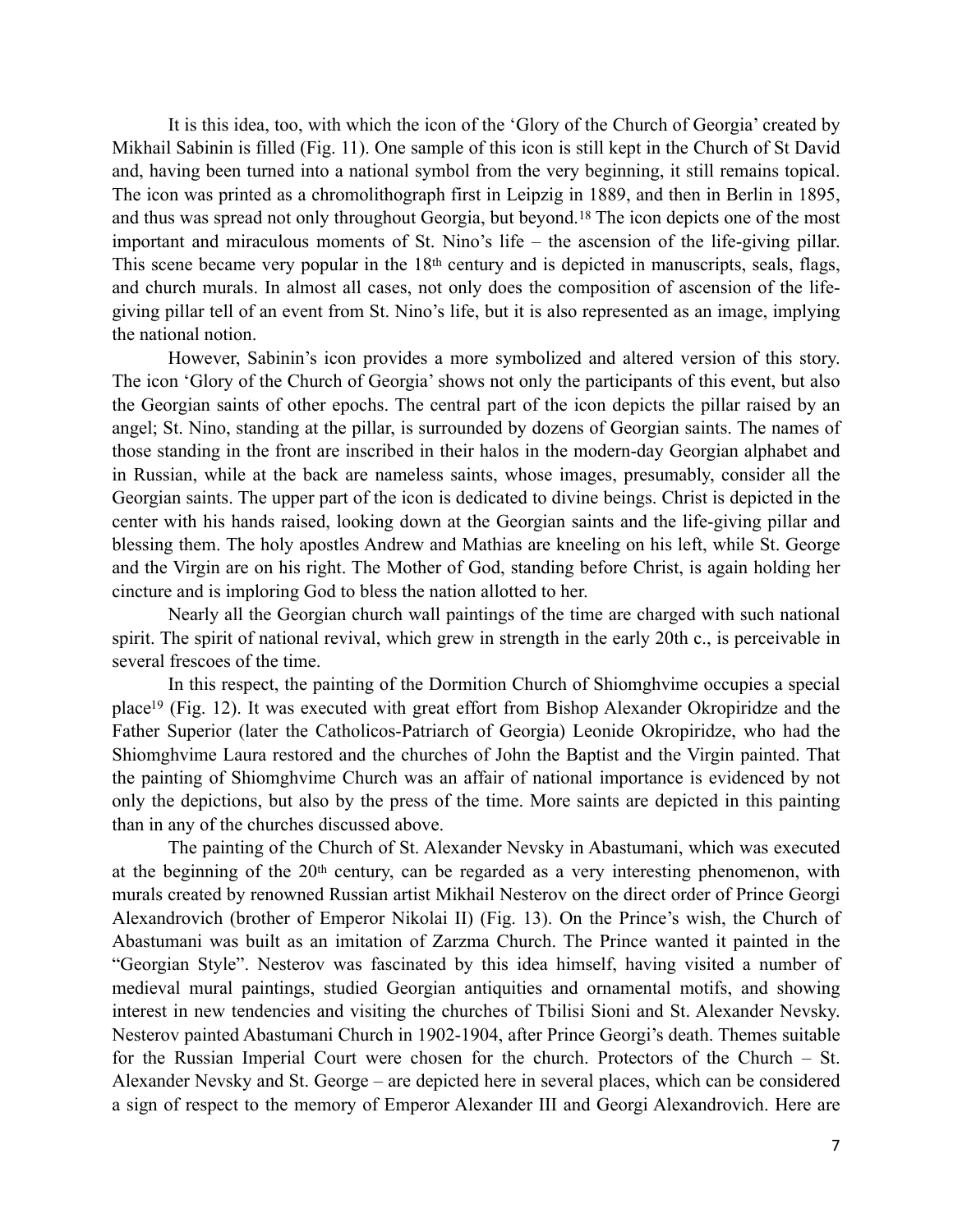It is this idea, too, with which the icon of the 'Glory of the Church of Georgia' created by Mikhail Sabinin is filled (Fig. 11). One sample of this icon is still kept in the Church of St David and, having been turned into a national symbol from the very beginning, it still remains topical. The icon was printed as a chromolithograph first in Leipzig in 1889, and then in Berlin in 1895, and thus was spread not only throughout Georgia, but beyond.[18] The icon depicts one of the most important and miraculous moments of St. Nino's life – the ascension of the life-giving pillar. This scene became very popular in the 18th century and is depicted in manuscripts, seals, flags, and church murals. In almost all cases, not only does the composition of ascension of the life-giving pillar tell of an event from St. Nino's life, but it is also represented as an image, implying the national notion.

However, Sabinin's icon provides a more symbolized and altered version of this story. The icon 'Glory of the Church of Georgia' shows not only the participants of this event, but also the Georgian saints of other epochs. The central part of the icon depicts the pillar raised by an angel; St. Nino, standing at the pillar, is surrounded by dozens of Georgian saints. The names of those standing in the front are inscribed in their halos in the modern-day Georgian alphabet and in Russian, while at the back are nameless saints, whose images, presumably, consider all the Georgian saints. The upper part of the icon is dedicated to divine beings. Christ is depicted in the center with his hands raised, looking down at the Georgian saints and the life-giving pillar and blessing them. The holy apostles Andrew and Mathias are kneeling on his left, while St. George and the Virgin are on his right. The Mother of God, standing before Christ, is again holding her cincture and is imploring God to bless the nation allotted to her.

Nearly all the Georgian church wall paintings of the time are charged with such national spirit. The spirit of national revival, which grew in strength in the early 20th c., is perceivable in several frescoes of the time.

In this respect, the painting of the Dormition Church of Shiomghvime occupies a special place[19] (Fig. 12). It was executed with great effort from Bishop Alexander Okropiridze and the Father Superior (later the Catholicos-Patriarch of Georgia) Leonide Okropiridze, who had the Shiomghvime Laura restored and the churches of John the Baptist and the Virgin painted. That the painting of Shiomghvime Church was an affair of national importance is evidenced by not only the depictions, but also by the press of the time. More saints are depicted in this painting than in any of the churches discussed above.

The painting of the Church of St. Alexander Nevsky in Abastumani, which was executed at the beginning of the 20th century, can be regarded as a very interesting phenomenon, with murals created by renowned Russian artist Mikhail Nesterov on the direct order of Prince Georgi Alexandrovich (brother of Emperor Nikolai II) (Fig. 13). On the Prince's wish, the Church of Abastumani was built as an imitation of Zarzma Church. The Prince wanted it painted in the "Georgian Style". Nesterov was fascinated by this idea himself, having visited a number of medieval mural paintings, studied Georgian antiquities and ornamental motifs, and showing interest in new tendencies and visiting the churches of Tbilisi Sioni and St. Alexander Nevsky. Nesterov painted Abastumani Church in 1902-1904, after Prince Georgi's death. Themes suitable for the Russian Imperial Court were chosen for the church. Protectors of the Church – St. Alexander Nevsky and St. George – are depicted here in several places, which can be considered a sign of respect to the memory of Emperor Alexander III and Georgi Alexandrovich. Here are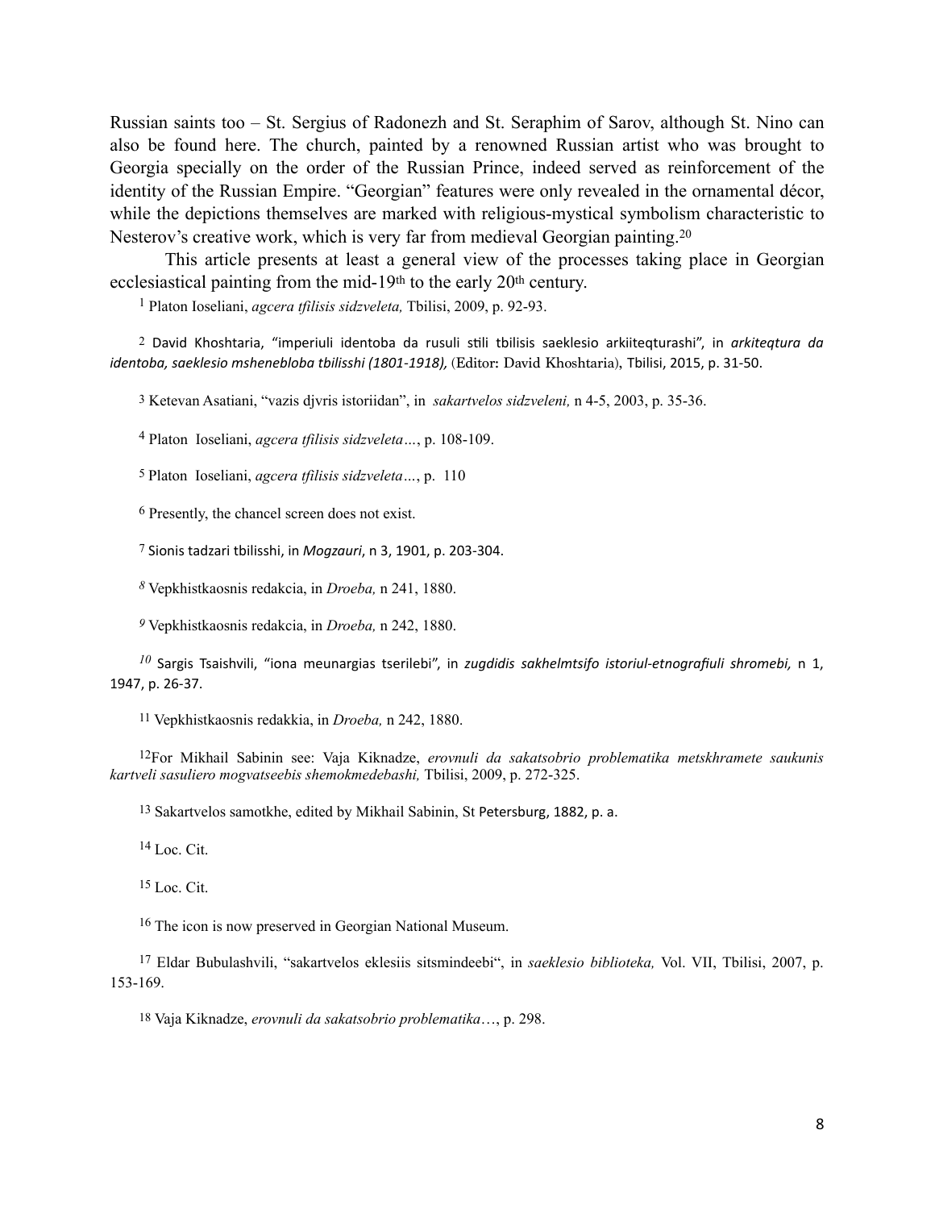Russian saints too – St. Sergius of Radonezh and St. Seraphim of Sarov, although St. Nino can also be found here. The church, painted by a renowned Russian artist who was brought to Georgia specially on the order of the Russian Prince, indeed served as reinforcement of the identity of the Russian Empire. "Georgian" features were only revealed in the ornamental décor, while the depictions themselves are marked with religious-mystical symbolism characteristic to Nesterov's creative work, which is very far from medieval Georgian painting.[20]

This article presents at least a general view of the processes taking place in Georgian ecclesiastical painting from the mid-19th to the early 20th century.

[1] Platon Ioseliani, *agcera tfilisis sidzveleta,* Tbilisi, 2009, p. 92-93.

[2] David Khoshtaria, "imperiuli identoba da rusuli stili tbilisis saeklesio arkiiteqturashi", in *arkiteqtura da identoba, saeklesio mshenebloba tbilisshi (1801-1918),* (Editor: David Khoshtaria), Tbilisi, 2015, p. 31-50.

[3] Ketevan Asatiani, "vazis djvris istoriidan", in *sakartvelos sidzveleni,* n 4-5, 2003, p. 35-36.

[4] Platon Ioseliani, *agcera tfilisis sidzveleta…*, p. 108-109.

[5] Platon Ioseliani, *agcera tfilisis sidzveleta…*, p. 110

[6] Presently, the chancel screen does not exist.

[7] Sionis tadzari tbilisshi, in *Mogzauri*, n 3, 1901, p. 203-304.

[8] Vepkhistkaosnis redakcia, in *Droeba,* n 241, 1880.

[9] Vepkhistkaosnis redakcia, in *Droeba,* n 242, 1880.

[10] Sargis Tsaishvili, "iona meunargias tserilebi", in *zugdidis sakhelmtsifo istoriul-etnografiuli shromebi,* n 1, 1947, p. 26-37.

[11] Vepkhistkaosnis redakkia, in *Droeba,* n 242, 1880.

[12] For Mikhail Sabinin see: Vaja Kiknadze, *erovnuli da sakatsobrio problematika metskhramete saukunis kartveli sasuliero mogvatseebis shemokmedebashi,* Tbilisi, 2009, p. 272-325.

[13] Sakartvelos samotkhe, edited by Mikhail Sabinin, St Petersburg, 1882, p. a.

[14] Loc. Cit.

[15] Loc. Cit.

[16] The icon is now preserved in Georgian National Museum.

[17] Eldar Bubulashvili, "sakartvelos eklesiis sitsmindeebi", in *saeklesio biblioteka,* Vol. VII, Tbilisi, 2007, p. 153-169.

[18] Vaja Kiknadze, *erovnuli da sakatsobrio problematika*…, p. 298.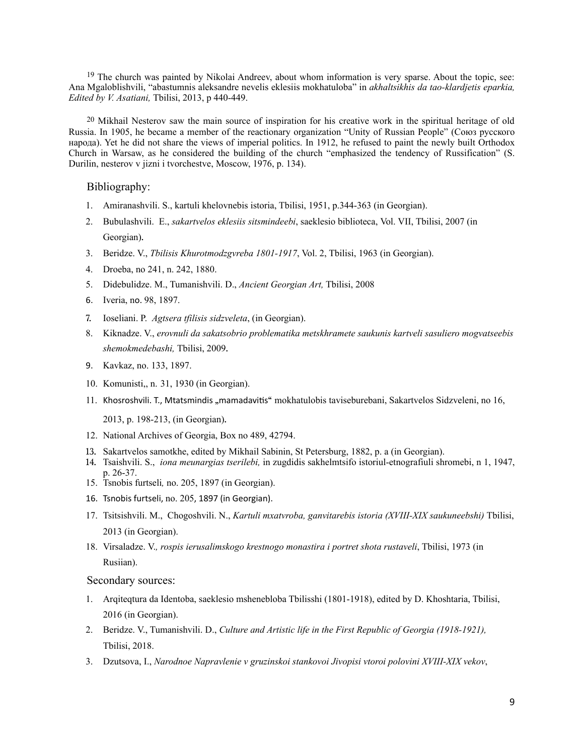[19] The church was painted by Nikolai Andreev, about whom information is very sparse. About the topic, see: Ana Mgaloblishvili, "abastumnis aleksandre nevelis eklesiis mokhatuloba" in *akhaltsikhis da tao-klardjetis eparkia, Edited by V. Asatiani,* Tbilisi, 2013, p 440-449.

[20] Mikhail Nesterov saw the main source of inspiration for his creative work in the spiritual heritage of old Russia. In 1905, he became a member of the reactionary organization "Unity of Russian People" (Союз русского народа). Yet he did not share the views of imperial politics. In 1912, he refused to paint the newly built Orthodox Church in Warsaw, as he considered the building of the church "emphasized the tendency of Russification" (S. Durilin, nesterov v jizni i tvorchestve, Moscow, 1976, p. 134).

## Bibliography:

1. Amiranashvili. S., kartuli khelovnebis istoria, Tbilisi, 1951, p.344-363 (in Georgian).
2. Bubulashvili. E., *sakartvelos eklesiis sitsmindeebi*, saeklesio biblioteca, Vol. VII, Tbilisi, 2007 (in Georgian).
3. Beridze. V., *Tbilisis Khurotmodzgvreba 1801-1917*, Vol. 2, Tbilisi, 1963 (in Georgian).
4. Droeba, no 241, n. 242, 1880.
5. Didebulidze. M., Tumanishvili. D., *Ancient Georgian Art,* Tbilisi, 2008
6. Iveria, no. 98, 1897.
7. Ioseliani. P. *Agtsera tfilisis sidzveleta*, (in Georgian).
8. Kiknadze. V., *erovnuli da sakatsobrio problematika metskhramete saukunis kartveli sasuliero mogvatseebis shemokmedebashi,* Tbilisi, 2009.
9. Kavkaz, no. 133, 1897.
10. Komunisti,, n. 31, 1930 (in Georgian).
11. Khosroshvili. T., Mtatsmindis „mamadavitis" mokhatulobis taviseburebani, Sakartvelos Sidzveleni, no 16, 2013, p. 198-213, (in Georgian).
12. National Archives of Georgia, Box no 489, 42794.
13. Sakartvelos samotkhe, edited by Mikhail Sabinin, St Petersburg, 1882, p. a (in Georgian).
14. Tsaishvili. S., *iona meunargias tserilebi,* in zugdidis sakhelmtsifo istoriul-etnografiuli shromebi, n 1, 1947, p. 26-37.
15. Tsnobis furtseli*,* no. 205, 1897 (in Georgian).
16. Tsnobis furtseli, no. 205, 1897 (in Georgian).
17. Tsitsishvili. M., Chogoshvili. N., *Kartuli mxatvroba, ganvitarebis istoria (XVIII-XIX saukuneebshi)* Tbilisi, 2013 (in Georgian).
18. Virsaladze. V*., rospis ierusalimskogo krestnogo monastira i portret shota rustaveli*, Tbilisi, 1973 (in Rusiian).

## Secondary sources:

1. Arqiteqtura da Identoba, saeklesio mshenebloba Tbilisshi (1801-1918), edited by D. Khoshtaria, Tbilisi, 2016 (in Georgian).
2. Beridze. V., Tumanishvili. D., *Culture and Artistic life in the First Republic of Georgia (1918-1921),* Tbilisi, 2018.
3. Dzutsova, I., *Narodnoe Napravlenie v gruzinskoi stankovoi Jivopisi vtoroi polovini XVIII-XIX vekov*,